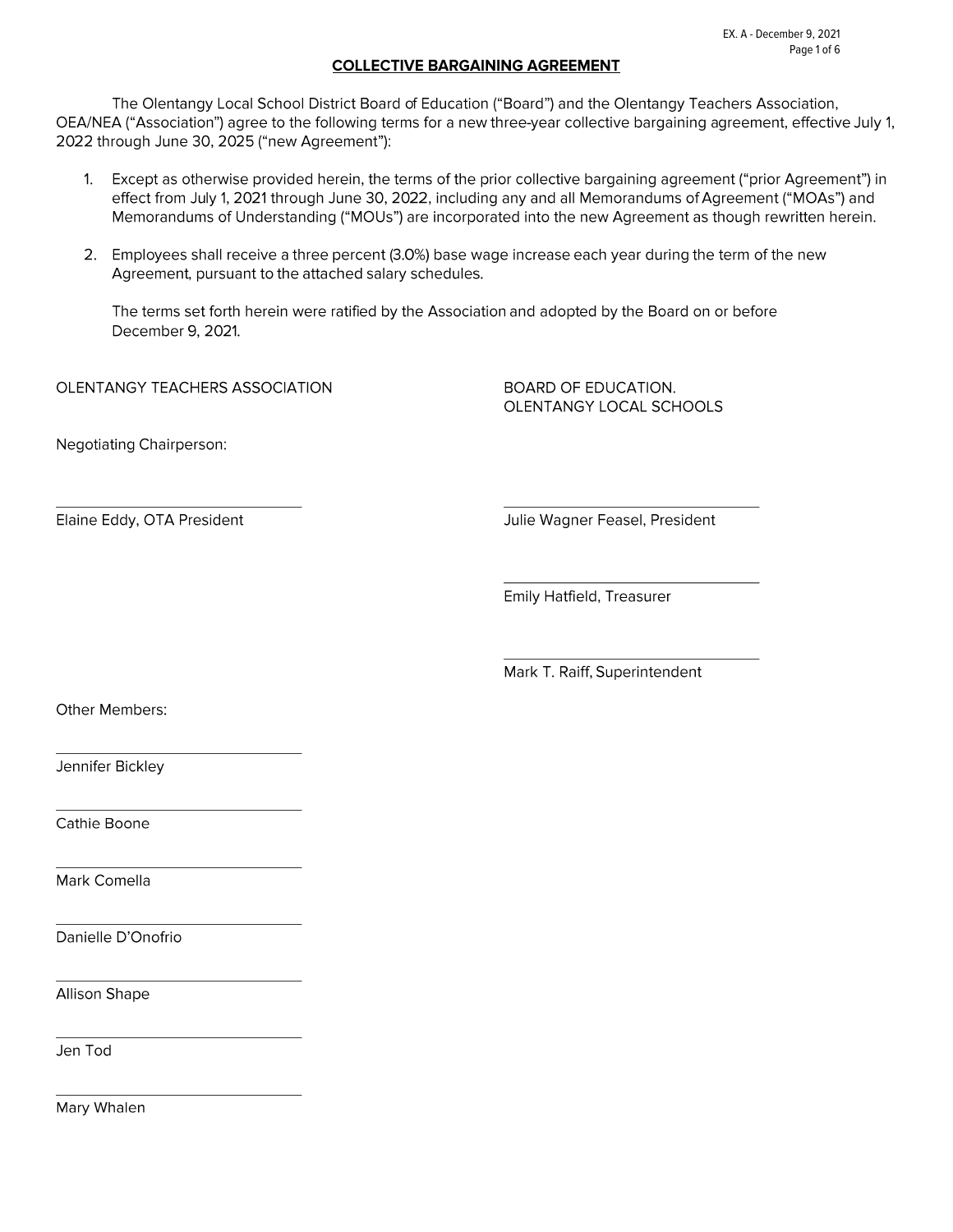EX. A - December 9, 2021

# COLLECTIVE BARGAINING AGREEMENT

The Olentangy Local School District Board of Education ("Board") and the Olentangy Teachers Association, OEA/NEA ("Association") agree to the following terms for a new three-year collective bargaining agreement, effective July 1, 2022 through June 30, 2025 ("new Agreement"):

1. Except as otherwise provided herein, the terms of the prior collective bargaining agreement ("prior Agreement") in effect from July 1, 2021 through June 30, 2022, including any and all Memorandums of Agreement ("MOAs") and Memorandums of Understanding ("MOUs") are incorporated into the new Agreement as though rewritten herein.

2. Employees shall receive a three percent (3.0%) base wage increase each year during the term of the new Agreement, pursuant to the attached salary schedules.

   The terms set forth herein were ratified by the Association and adopted by the Board on or before December 9, 2021.

OLENTANGY TEACHERS ASSOCIATION

Negotiating Chairperson:

\_\_\_\_\_\_\_\_\_\_\_\_\_\_\_\_\_\_\_\_\_\_\_\_\_\_\_\_
Elaine Eddy, OTA President

Other Members:

\_\_\_\_\_\_\_\_\_\_\_\_\_\_\_\_\_\_\_\_\_\_\_\_\_\_\_\_
Jennifer Bickley

\_\_\_\_\_\_\_\_\_\_\_\_\_\_\_\_\_\_\_\_\_\_\_\_\_\_\_\_
Cathie Boone

\_\_\_\_\_\_\_\_\_\_\_\_\_\_\_\_\_\_\_\_\_\_\_\_\_\_\_\_
Mark Comella

\_\_\_\_\_\_\_\_\_\_\_\_\_\_\_\_\_\_\_\_\_\_\_\_\_\_\_\_
Danielle D'Onofrio

\_\_\_\_\_\_\_\_\_\_\_\_\_\_\_\_\_\_\_\_\_\_\_\_\_\_\_\_
Allison Shape

\_\_\_\_\_\_\_\_\_\_\_\_\_\_\_\_\_\_\_\_\_\_\_\_\_\_\_\_
Jen Tod

\_\_\_\_\_\_\_\_\_\_\_\_\_\_\_\_\_\_\_\_\_\_\_\_\_\_\_\_
Mary Whalen

BOARD OF EDUCATION.
OLENTANGY LOCAL SCHOOLS

\_\_\_\_\_\_\_\_\_\_\_\_\_\_\_\_\_\_\_\_\_\_\_\_\_\_\_\_
Julie Wagner Feasel, President

\_\_\_\_\_\_\_\_\_\_\_\_\_\_\_\_\_\_\_\_\_\_\_\_\_\_\_\_
Emily Hatfield, Treasurer

\_\_\_\_\_\_\_\_\_\_\_\_\_\_\_\_\_\_\_\_\_\_\_\_\_\_\_\_
Mark T. Raiff, Superintendent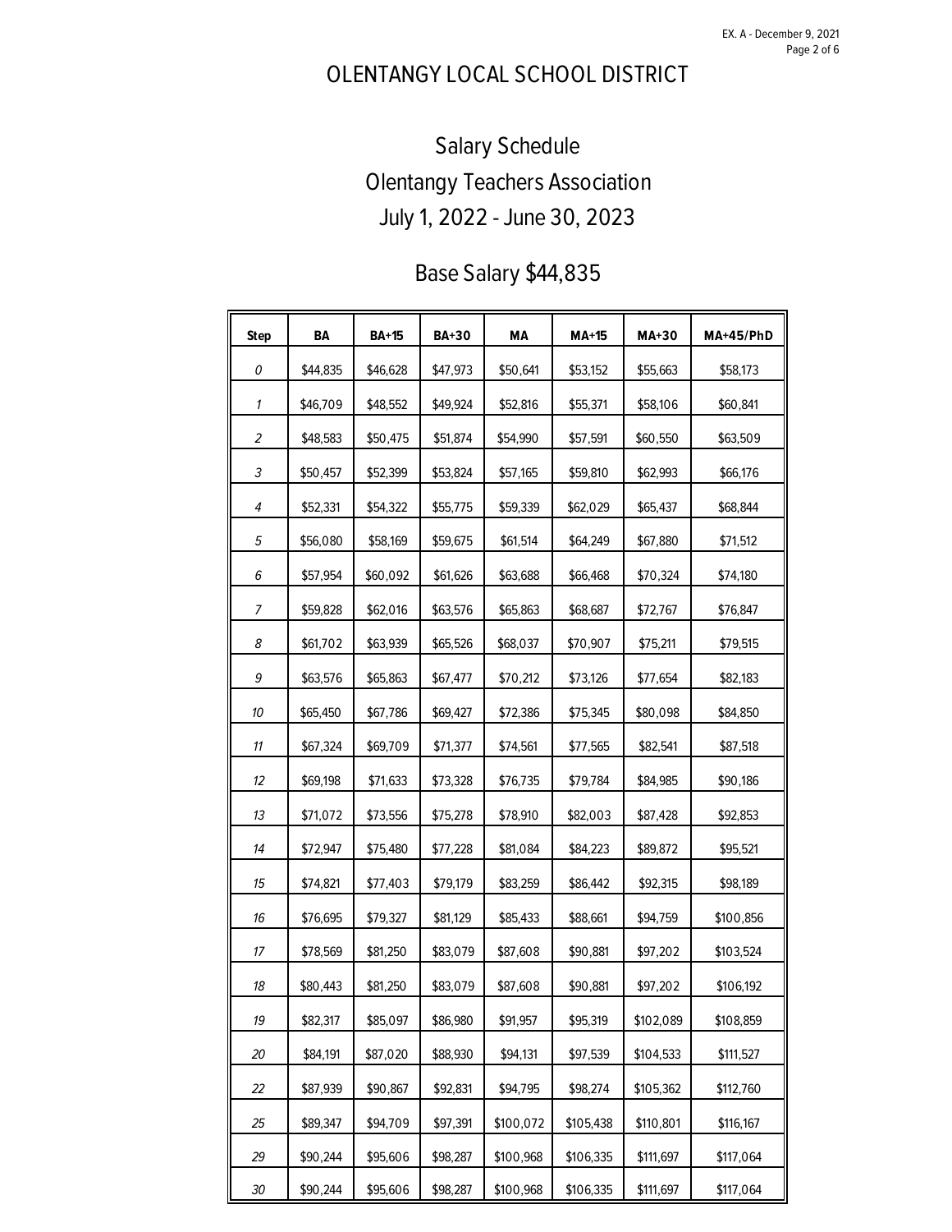# OLENTANGY LOCAL SCHOOL DISTRICT

## Salary Schedule
## Olentangy Teachers Association
## July 1, 2022 - June 30, 2023

### Base Salary $44,835

| Step | BA | BA+15 | BA+30 | MA | MA+15 | MA+30 | MA+45/PhD |
|---|---|---|---|---|---|---|---|
| 0 | $44,835 | $46,628 | $47,973 | $50,641 | $53,152 | $55,663 | $58,173 |
| 1 | $46,709 | $48,552 | $49,924 | $52,816 | $55,371 | $58,106 | $60,841 |
| 2 | $48,583 | $50,475 | $51,874 | $54,990 | $57,591 | $60,550 | $63,509 |
| 3 | $50,457 | $52,399 | $53,824 | $57,165 | $59,810 | $62,993 | $66,176 |
| 4 | $52,331 | $54,322 | $55,775 | $59,339 | $62,029 | $65,437 | $68,844 |
| 5 | $56,080 | $58,169 | $59,675 | $61,514 | $64,249 | $67,880 | $71,512 |
| 6 | $57,954 | $60,092 | $61,626 | $63,688 | $66,468 | $70,324 | $74,180 |
| 7 | $59,828 | $62,016 | $63,576 | $65,863 | $68,687 | $72,767 | $76,847 |
| 8 | $61,702 | $63,939 | $65,526 | $68,037 | $70,907 | $75,211 | $79,515 |
| 9 | $63,576 | $65,863 | $67,477 | $70,212 | $73,126 | $77,654 | $82,183 |
| 10 | $65,450 | $67,786 | $69,427 | $72,386 | $75,345 | $80,098 | $84,850 |
| 11 | $67,324 | $69,709 | $71,377 | $74,561 | $77,565 | $82,541 | $87,518 |
| 12 | $69,198 | $71,633 | $73,328 | $76,735 | $79,784 | $84,985 | $90,186 |
| 13 | $71,072 | $73,556 | $75,278 | $78,910 | $82,003 | $87,428 | $92,853 |
| 14 | $72,947 | $75,480 | $77,228 | $81,084 | $84,223 | $89,872 | $95,521 |
| 15 | $74,821 | $77,403 | $79,179 | $83,259 | $86,442 | $92,315 | $98,189 |
| 16 | $76,695 | $79,327 | $81,129 | $85,433 | $88,661 | $94,759 | $100,856 |
| 17 | $78,569 | $81,250 | $83,079 | $87,608 | $90,881 | $97,202 | $103,524 |
| 18 | $80,443 | $81,250 | $83,079 | $87,608 | $90,881 | $97,202 | $106,192 |
| 19 | $82,317 | $85,097 | $86,980 | $91,957 | $95,319 | $102,089 | $108,859 |
| 20 | $84,191 | $87,020 | $88,930 | $94,131 | $97,539 | $104,533 | $111,527 |
| 22 | $87,939 | $90,867 | $92,831 | $94,795 | $98,274 | $105,362 | $112,760 |
| 25 | $89,347 | $94,709 | $97,391 | $100,072 | $105,438 | $110,801 | $116,167 |
| 29 | $90,244 | $95,606 | $98,287 | $100,968 | $106,335 | $111,697 | $117,064 |
| 30 | $90,244 | $95,606 | $98,287 | $100,968 | $106,335 | $111,697 | $117,064 |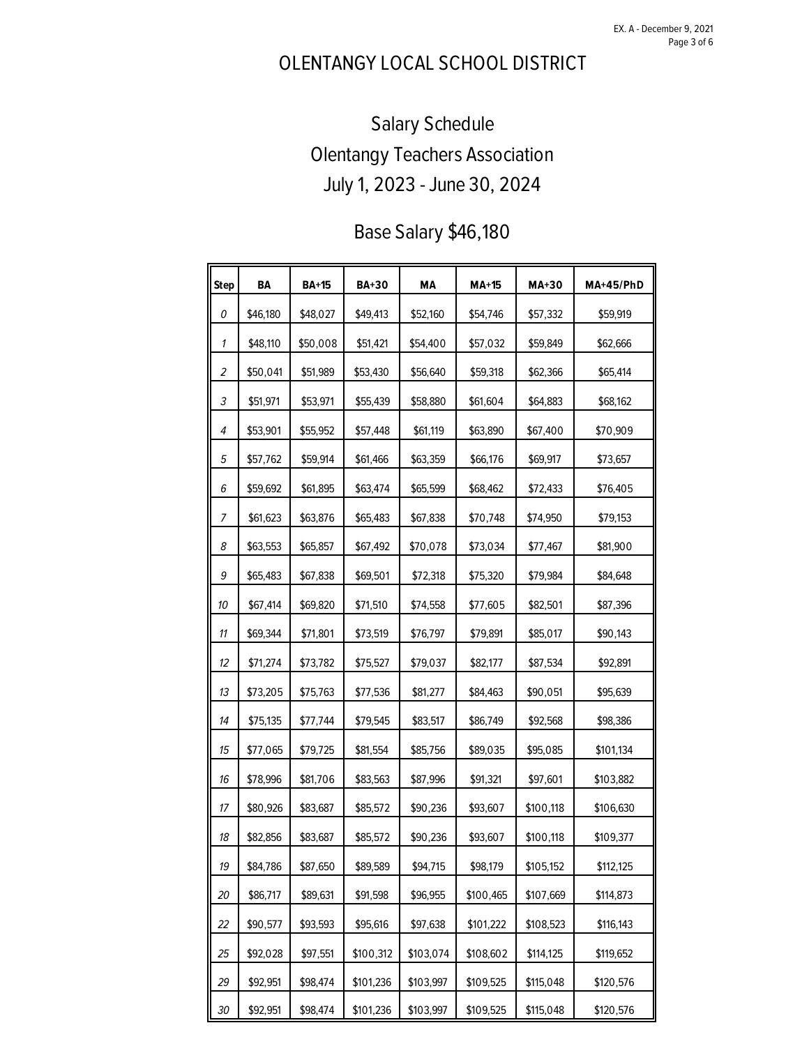# OLENTANGY LOCAL SCHOOL DISTRICT

## Salary Schedule
## Olentangy Teachers Association
## July 1, 2023 - June 30, 2024

### Base Salary $46,180

| Step | BA | BA+15 | BA+30 | MA | MA+15 | MA+30 | MA+45/PhD |
|---|---|---|---|---|---|---|---|
| 0 | $46,180 | $48,027 | $49,413 | $52,160 | $54,746 | $57,332 | $59,919 |
| 1 | $48,110 | $50,008 | $51,421 | $54,400 | $57,032 | $59,849 | $62,666 |
| 2 | $50,041 | $51,989 | $53,430 | $56,640 | $59,318 | $62,366 | $65,414 |
| 3 | $51,971 | $53,971 | $55,439 | $58,880 | $61,604 | $64,883 | $68,162 |
| 4 | $53,901 | $55,952 | $57,448 | $61,119 | $63,890 | $67,400 | $70,909 |
| 5 | $57,762 | $59,914 | $61,466 | $63,359 | $66,176 | $69,917 | $73,657 |
| 6 | $59,692 | $61,895 | $63,474 | $65,599 | $68,462 | $72,433 | $76,405 |
| 7 | $61,623 | $63,876 | $65,483 | $67,838 | $70,748 | $74,950 | $79,153 |
| 8 | $63,553 | $65,857 | $67,492 | $70,078 | $73,034 | $77,467 | $81,900 |
| 9 | $65,483 | $67,838 | $69,501 | $72,318 | $75,320 | $79,984 | $84,648 |
| 10 | $67,414 | $69,820 | $71,510 | $74,558 | $77,605 | $82,501 | $87,396 |
| 11 | $69,344 | $71,801 | $73,519 | $76,797 | $79,891 | $85,017 | $90,143 |
| 12 | $71,274 | $73,782 | $75,527 | $79,037 | $82,177 | $87,534 | $92,891 |
| 13 | $73,205 | $75,763 | $77,536 | $81,277 | $84,463 | $90,051 | $95,639 |
| 14 | $75,135 | $77,744 | $79,545 | $83,517 | $86,749 | $92,568 | $98,386 |
| 15 | $77,065 | $79,725 | $81,554 | $85,756 | $89,035 | $95,085 | $101,134 |
| 16 | $78,996 | $81,706 | $83,563 | $87,996 | $91,321 | $97,601 | $103,882 |
| 17 | $80,926 | $83,687 | $85,572 | $90,236 | $93,607 | $100,118 | $106,630 |
| 18 | $82,856 | $83,687 | $85,572 | $90,236 | $93,607 | $100,118 | $109,377 |
| 19 | $84,786 | $87,650 | $89,589 | $94,715 | $98,179 | $105,152 | $112,125 |
| 20 | $86,717 | $89,631 | $91,598 | $96,955 | $100,465 | $107,669 | $114,873 |
| 22 | $90,577 | $93,593 | $95,616 | $97,638 | $101,222 | $108,523 | $116,143 |
| 25 | $92,028 | $97,551 | $100,312 | $103,074 | $108,602 | $114,125 | $119,652 |
| 29 | $92,951 | $98,474 | $101,236 | $103,997 | $109,525 | $115,048 | $120,576 |
| 30 | $92,951 | $98,474 | $101,236 | $103,997 | $109,525 | $115,048 | $120,576 |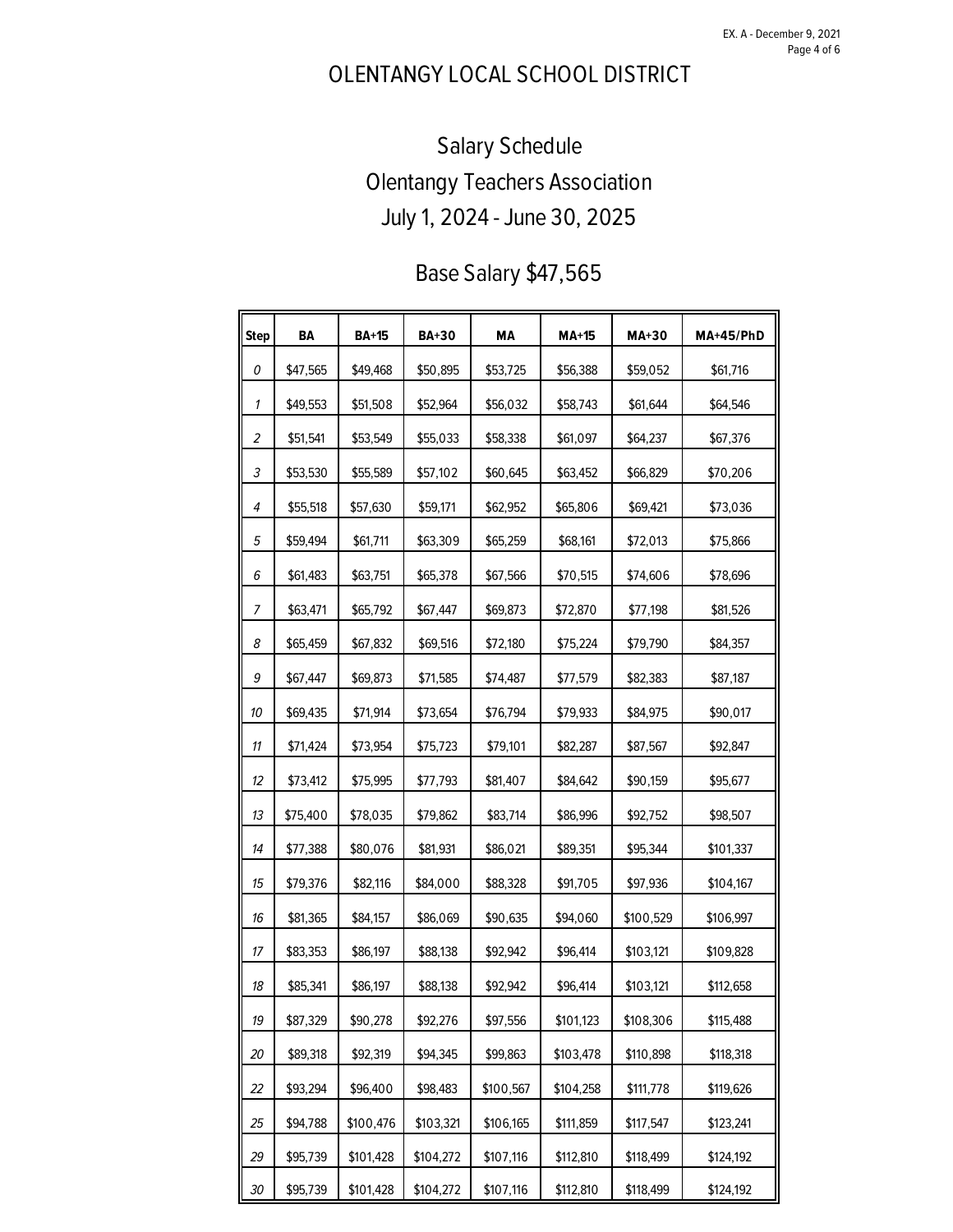# OLENTANGY LOCAL SCHOOL DISTRICT

## Salary Schedule
## Olentangy Teachers Association
## July 1, 2024 - June 30, 2025

### Base Salary $47,565

| Step | BA | BA+15 | BA+30 | MA | MA+15 | MA+30 | MA+45/PhD |
|---|---|---|---|---|---|---|---|
| 0 | $47,565 | $49,468 | $50,895 | $53,725 | $56,388 | $59,052 | $61,716 |
| 1 | $49,553 | $51,508 | $52,964 | $56,032 | $58,743 | $61,644 | $64,546 |
| 2 | $51,541 | $53,549 | $55,033 | $58,338 | $61,097 | $64,237 | $67,376 |
| 3 | $53,530 | $55,589 | $57,102 | $60,645 | $63,452 | $66,829 | $70,206 |
| 4 | $55,518 | $57,630 | $59,171 | $62,952 | $65,806 | $69,421 | $73,036 |
| 5 | $59,494 | $61,711 | $63,309 | $65,259 | $68,161 | $72,013 | $75,866 |
| 6 | $61,483 | $63,751 | $65,378 | $67,566 | $70,515 | $74,606 | $78,696 |
| 7 | $63,471 | $65,792 | $67,447 | $69,873 | $72,870 | $77,198 | $81,526 |
| 8 | $65,459 | $67,832 | $69,516 | $72,180 | $75,224 | $79,790 | $84,357 |
| 9 | $67,447 | $69,873 | $71,585 | $74,487 | $77,579 | $82,383 | $87,187 |
| 10 | $69,435 | $71,914 | $73,654 | $76,794 | $79,933 | $84,975 | $90,017 |
| 11 | $71,424 | $73,954 | $75,723 | $79,101 | $82,287 | $87,567 | $92,847 |
| 12 | $73,412 | $75,995 | $77,793 | $81,407 | $84,642 | $90,159 | $95,677 |
| 13 | $75,400 | $78,035 | $79,862 | $83,714 | $86,996 | $92,752 | $98,507 |
| 14 | $77,388 | $80,076 | $81,931 | $86,021 | $89,351 | $95,344 | $101,337 |
| 15 | $79,376 | $82,116 | $84,000 | $88,328 | $91,705 | $97,936 | $104,167 |
| 16 | $81,365 | $84,157 | $86,069 | $90,635 | $94,060 | $100,529 | $106,997 |
| 17 | $83,353 | $86,197 | $88,138 | $92,942 | $96,414 | $103,121 | $109,828 |
| 18 | $85,341 | $86,197 | $88,138 | $92,942 | $96,414 | $103,121 | $112,658 |
| 19 | $87,329 | $90,278 | $92,276 | $97,556 | $101,123 | $108,306 | $115,488 |
| 20 | $89,318 | $92,319 | $94,345 | $99,863 | $103,478 | $110,898 | $118,318 |
| 22 | $93,294 | $96,400 | $98,483 | $100,567 | $104,258 | $111,778 | $119,626 |
| 25 | $94,788 | $100,476 | $103,321 | $106,165 | $111,859 | $117,547 | $123,241 |
| 29 | $95,739 | $101,428 | $104,272 | $107,116 | $112,810 | $118,499 | $124,192 |
| 30 | $95,739 | $101,428 | $104,272 | $107,116 | $112,810 | $118,499 | $124,192 |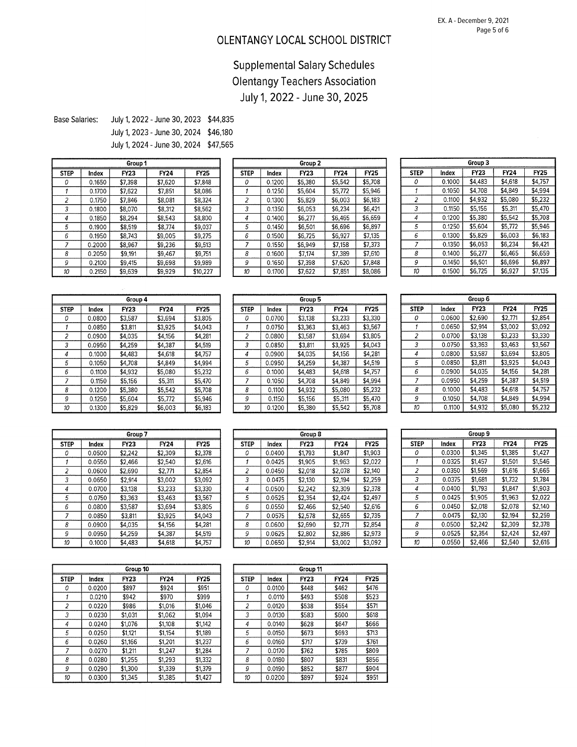# OLENTANGY LOCAL SCHOOL DISTRICT

## Supplemental Salary Schedules
## Olentangy Teachers Association
## July 1, 2022 - June 30, 2025

Base Salaries:
- July 1, 2022 - June 30, 2023 $44,835
- July 1, 2023 - June 30, 2024 $46,180
- July 1, 2024 - June 30, 2024 $47,565

| Group 1 | | | | |
|---|---|---|---|---|
| STEP | Index | FY23 | FY24 | FY25 |
| 0 | 0.1650 | $7,398 | $7,620 | $7,848 |
| 1 | 0.1700 | $7,622 | $7,851 | $8,086 |
| 2 | 0.1750 | $7,846 | $8,081 | $8,324 |
| 3 | 0.1800 | $8,070 | $8,312 | $8,562 |
| 4 | 0.1850 | $8,294 | $8,543 | $8,800 |
| 5 | 0.1900 | $8,519 | $8,774 | $9,037 |
| 6 | 0.1950 | $8,743 | $9,005 | $9,275 |
| 7 | 0.2000 | $8,967 | $9,236 | $9,513 |
| 8 | 0.2050 | $9,191 | $9,467 | $9,751 |
| 9 | 0.2100 | $9,415 | $9,698 | $9,989 |
| 10 | 0.2150 | $9,639 | $9,929 | $10,227 |

| Group 2 | | | | |
|---|---|---|---|---|
| STEP | Index | FY23 | FY24 | FY25 |
| 0 | 0.1200 | $5,380 | $5,542 | $5,708 |
| 1 | 0.1250 | $5,604 | $5,772 | $5,946 |
| 2 | 0.1300 | $5,829 | $6,003 | $6,183 |
| 3 | 0.1350 | $6,053 | $6,234 | $6,421 |
| 4 | 0.1400 | $6,277 | $6,465 | $6,659 |
| 5 | 0.1450 | $6,501 | $6,696 | $6,897 |
| 6 | 0.1500 | $6,725 | $6,927 | $7,135 |
| 7 | 0.1550 | $6,949 | $7,158 | $7,373 |
| 8 | 0.1600 | $7,174 | $7,389 | $7,610 |
| 9 | 0.1650 | $7,398 | $7,620 | $7,848 |
| 10 | 0.1700 | $7,622 | $7,851 | $8,086 |

| Group 3 | | | | |
|---|---|---|---|---|
| STEP | Index | FY23 | FY24 | FY25 |
| 0 | 0.1000 | $4,483 | $4,618 | $4,757 |
| 1 | 0.1050 | $4,708 | $4,849 | $4,994 |
| 2 | 0.1100 | $4,932 | $5,080 | $5,232 |
| 3 | 0.1150 | $5,156 | $5,311 | $5,470 |
| 4 | 0.1200 | $5,380 | $5,542 | $5,708 |
| 5 | 0.1250 | $5,604 | $5,772 | $5,946 |
| 6 | 0.1300 | $5,829 | $6,003 | $6,183 |
| 7 | 0.1350 | $6,053 | $6,234 | $6,421 |
| 8 | 0.1400 | $6,277 | $6,465 | $6,659 |
| 9 | 0.1450 | $6,501 | $6,696 | $6,897 |
| 10 | 0.1500 | $6,725 | $6,927 | $7,135 |

| Group 4 | | | | |
|---|---|---|---|---|
| STEP | Index | FY23 | FY24 | FY25 |
| 0 | 0.0800 | $3,587 | $3,694 | $3,805 |
| 1 | 0.0850 | $3,811 | $3,925 | $4,043 |
| 2 | 0.0900 | $4,035 | $4,156 | $4,281 |
| 3 | 0.0950 | $4,259 | $4,387 | $4,519 |
| 4 | 0.1000 | $4,483 | $4,618 | $4,757 |
| 5 | 0.1050 | $4,708 | $4,849 | $4,994 |
| 6 | 0.1100 | $4,932 | $5,080 | $5,232 |
| 7 | 0.1150 | $5,156 | $5,311 | $5,470 |
| 8 | 0.1200 | $5,380 | $5,542 | $5,708 |
| 9 | 0.1250 | $5,604 | $5,772 | $5,946 |
| 10 | 0.1300 | $5,829 | $6,003 | $6,183 |

| Group 5 | | | | |
|---|---|---|---|---|
| STEP | Index | FY23 | FY24 | FY25 |
| 0 | 0.0700 | $3,138 | $3,233 | $3,330 |
| 1 | 0.0750 | $3,363 | $3,463 | $3,567 |
| 2 | 0.0800 | $3,587 | $3,694 | $3,805 |
| 3 | 0.0850 | $3,811 | $3,925 | $4,043 |
| 4 | 0.0900 | $4,035 | $4,156 | $4,281 |
| 5 | 0.0950 | $4,259 | $4,387 | $4,519 |
| 6 | 0.1000 | $4,483 | $4,618 | $4,757 |
| 7 | 0.1050 | $4,708 | $4,849 | $4,994 |
| 8 | 0.1100 | $4,932 | $5,080 | $5,232 |
| 9 | 0.1150 | $5,156 | $5,311 | $5,470 |
| 10 | 0.1200 | $5,380 | $5,542 | $5,708 |

| Group 6 | | | | |
|---|---|---|---|---|
| STEP | Index | FY23 | FY24 | FY25 |
| 0 | 0.0600 | $2,690 | $2,771 | $2,854 |
| 1 | 0.0650 | $2,914 | $3,002 | $3,092 |
| 2 | 0.0700 | $3,138 | $3,233 | $3,330 |
| 3 | 0.0750 | $3,363 | $3,463 | $3,567 |
| 4 | 0.0800 | $3,587 | $3,694 | $3,805 |
| 5 | 0.0850 | $3,811 | $3,925 | $4,043 |
| 6 | 0.0900 | $4,035 | $4,156 | $4,281 |
| 7 | 0.0950 | $4,259 | $4,387 | $4,519 |
| 8 | 0.1000 | $4,483 | $4,618 | $4,757 |
| 9 | 0.1050 | $4,708 | $4,849 | $4,994 |
| 10 | 0.1100 | $4,932 | $5,080 | $5,232 |

| Group 7 | | | | |
|---|---|---|---|---|
| STEP | Index | FY23 | FY24 | FY25 |
| 0 | 0.0500 | $2,242 | $2,309 | $2,378 |
| 1 | 0.0550 | $2,466 | $2,540 | $2,616 |
| 2 | 0.0600 | $2,690 | $2,771 | $2,854 |
| 3 | 0.0650 | $2,914 | $3,002 | $3,092 |
| 4 | 0.0700 | $3,138 | $3,233 | $3,330 |
| 5 | 0.0750 | $3,363 | $3,463 | $3,567 |
| 6 | 0.0800 | $3,587 | $3,694 | $3,805 |
| 7 | 0.0850 | $3,811 | $3,925 | $4,043 |
| 8 | 0.0900 | $4,035 | $4,156 | $4,281 |
| 9 | 0.0950 | $4,259 | $4,387 | $4,519 |
| 10 | 0.1000 | $4,483 | $4,618 | $4,757 |

| Group 8 | | | | |
|---|---|---|---|---|
| STEP | Index | FY23 | FY24 | FY25 |
| 0 | 0.0400 | $1,793 | $1,847 | $1,903 |
| 1 | 0.0425 | $1,905 | $1,963 | $2,022 |
| 2 | 0.0450 | $2,018 | $2,078 | $2,140 |
| 3 | 0.0475 | $2,130 | $2,194 | $2,259 |
| 4 | 0.0500 | $2,242 | $2,309 | $2,378 |
| 5 | 0.0525 | $2,354 | $2,424 | $2,497 |
| 6 | 0.0550 | $2,466 | $2,540 | $2,616 |
| 7 | 0.0575 | $2,578 | $2,655 | $2,735 |
| 8 | 0.0600 | $2,690 | $2,771 | $2,854 |
| 9 | 0.0625 | $2,802 | $2,886 | $2,973 |
| 10 | 0.0650 | $2,914 | $3,002 | $3,092 |

| Group 9 | | | | |
|---|---|---|---|---|
| STEP | Index | FY23 | FY24 | FY25 |
| 0 | 0.0300 | $1,345 | $1,385 | $1,427 |
| 1 | 0.0325 | $1,457 | $1,501 | $1,546 |
| 2 | 0.0350 | $1,569 | $1,616 | $1,665 |
| 3 | 0.0375 | $1,681 | $1,732 | $1,784 |
| 4 | 0.0400 | $1,793 | $1,847 | $1,903 |
| 5 | 0.0425 | $1,905 | $1,963 | $2,022 |
| 6 | 0.0450 | $2,018 | $2,078 | $2,140 |
| 7 | 0.0475 | $2,130 | $2,194 | $2,259 |
| 8 | 0.0500 | $2,242 | $2,309 | $2,378 |
| 9 | 0.0525 | $2,354 | $2,424 | $2,497 |
| 10 | 0.0550 | $2,466 | $2,540 | $2,616 |

| Group 10 | | | | |
|---|---|---|---|---|
| STEP | Index | FY23 | FY24 | FY25 |
| 0 | 0.0200 | $897 | $924 | $951 |
| 1 | 0.0210 | $942 | $970 | $999 |
| 2 | 0.0220 | $986 | $1,016 | $1,046 |
| 3 | 0.0230 | $1,031 | $1,062 | $1,094 |
| 4 | 0.0240 | $1,076 | $1,108 | $1,142 |
| 5 | 0.0250 | $1,121 | $1,154 | $1,189 |
| 6 | 0.0260 | $1,166 | $1,201 | $1,237 |
| 7 | 0.0270 | $1,211 | $1,247 | $1,284 |
| 8 | 0.0280 | $1,255 | $1,293 | $1,332 |
| 9 | 0.0290 | $1,300 | $1,339 | $1,379 |
| 10 | 0.0300 | $1,345 | $1,385 | $1,427 |

| Group 11 | | | | |
|---|---|---|---|---|
| STEP | Index | FY23 | FY24 | FY25 |
| 0 | 0.0100 | $448 | $462 | $476 |
| 1 | 0.0110 | $493 | $508 | $523 |
| 2 | 0.0120 | $538 | $554 | $571 |
| 3 | 0.0130 | $583 | $600 | $618 |
| 4 | 0.0140 | $628 | $647 | $666 |
| 5 | 0.0150 | $673 | $693 | $713 |
| 6 | 0.0160 | $717 | $739 | $761 |
| 7 | 0.0170 | $762 | $785 | $809 |
| 8 | 0.0180 | $807 | $831 | $856 |
| 9 | 0.0190 | $852 | $877 | $904 |
| 10 | 0.0200 | $897 | $924 | $951 |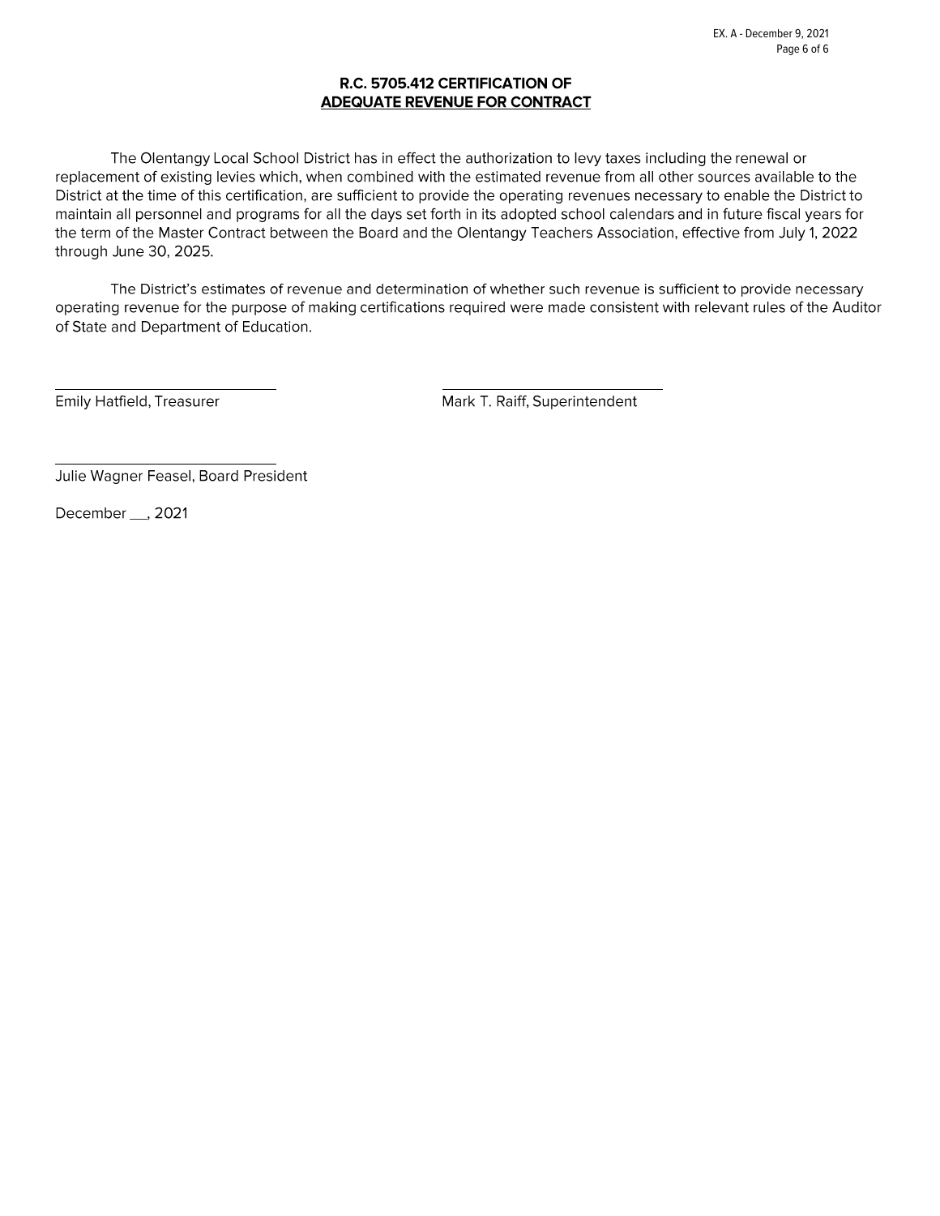## R.C. 5705.412 CERTIFICATION OF ADEQUATE REVENUE FOR CONTRACT

The Olentangy Local School District has in effect the authorization to levy taxes including the renewal or replacement of existing levies which, when combined with the estimated revenue from all other sources available to the District at the time of this certification, are sufficient to provide the operating revenues necessary to enable the District to maintain all personnel and programs for all the days set forth in its adopted school calendars and in future fiscal years for the term of the Master Contract between the Board and the Olentangy Teachers Association, effective from July 1, 2022 through June 30, 2025.

The District's estimates of revenue and determination of whether such revenue is sufficient to provide necessary operating revenue for the purpose of making certifications required were made consistent with relevant rules of the Auditor of State and Department of Education.

Emily Hatfield, Treasurer

Mark T. Raiff, Superintendent

Julie Wagner Feasel, Board President

December __, 2021